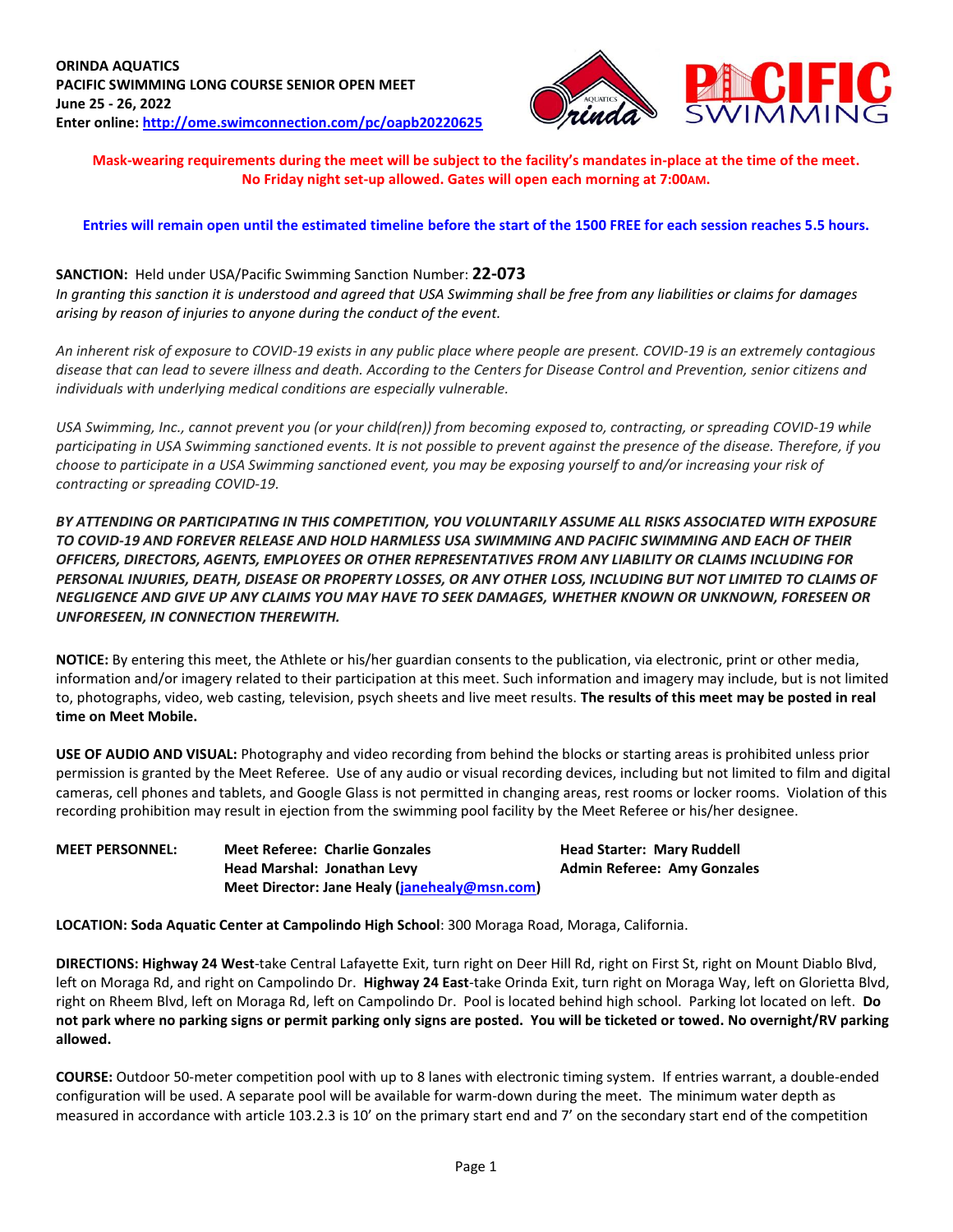**ORINDA AQUATICS**
**PACIFIC SWIMMING LONG COURSE SENIOR OPEN MEET**
**June 25 - 26, 2022**
**Enter online: [http://ome.swimconnection.com/pc/oapb20220625](http://ome.swimconnection.com/pc/oapb20220625)**

**Mask-wearing requirements during the meet will be subject to the facility's mandates in-place at the time of the meet.**
**No Friday night set-up allowed. Gates will open each morning at 7:00AM.**

**Entries will remain open until the estimated timeline before the start of the 1500 FREE for each session reaches 5.5 hours.**

**SANCTION:** Held under USA/Pacific Swimming Sanction Number: **22-073**
*In granting this sanction it is understood and agreed that USA Swimming shall be free from any liabilities or claims for damages arising by reason of injuries to anyone during the conduct of the event.*

*An inherent risk of exposure to COVID-19 exists in any public place where people are present. COVID-19 is an extremely contagious disease that can lead to severe illness and death. According to the Centers for Disease Control and Prevention, senior citizens and individuals with underlying medical conditions are especially vulnerable.*

*USA Swimming, Inc., cannot prevent you (or your child(ren)) from becoming exposed to, contracting, or spreading COVID-19 while participating in USA Swimming sanctioned events. It is not possible to prevent against the presence of the disease. Therefore, if you choose to participate in a USA Swimming sanctioned event, you may be exposing yourself to and/or increasing your risk of contracting or spreading COVID-19.*

***BY ATTENDING OR PARTICIPATING IN THIS COMPETITION, YOU VOLUNTARILY ASSUME ALL RISKS ASSOCIATED WITH EXPOSURE TO COVID-19 AND FOREVER RELEASE AND HOLD HARMLESS USA SWIMMING AND PACIFIC SWIMMING AND EACH OF THEIR OFFICERS, DIRECTORS, AGENTS, EMPLOYEES OR OTHER REPRESENTATIVES FROM ANY LIABILITY OR CLAIMS INCLUDING FOR PERSONAL INJURIES, DEATH, DISEASE OR PROPERTY LOSSES, OR ANY OTHER LOSS, INCLUDING BUT NOT LIMITED TO CLAIMS OF NEGLIGENCE AND GIVE UP ANY CLAIMS YOU MAY HAVE TO SEEK DAMAGES, WHETHER KNOWN OR UNKNOWN, FORESEEN OR UNFORESEEN, IN CONNECTION THEREWITH.***

**NOTICE:** By entering this meet, the Athlete or his/her guardian consents to the publication, via electronic, print or other media, information and/or imagery related to their participation at this meet. Such information and imagery may include, but is not limited to, photographs, video, web casting, television, psych sheets and live meet results. **The results of this meet may be posted in real time on Meet Mobile.**

**USE OF AUDIO AND VISUAL:** Photography and video recording from behind the blocks or starting areas is prohibited unless prior permission is granted by the Meet Referee. Use of any audio or visual recording devices, including but not limited to film and digital cameras, cell phones and tablets, and Google Glass is not permitted in changing areas, rest rooms or locker rooms. Violation of this recording prohibition may result in ejection from the swimming pool facility by the Meet Referee or his/her designee.

**MEET PERSONNEL:**
**Meet Referee: Charlie Gonzales**
**Head Starter: Mary Ruddell**
**Head Marshal: Jonathan Levy**
**Admin Referee: Amy Gonzales**
**Meet Director: Jane Healy ([janehealy@msn.com](mailto:janehealy@msn.com))**

**LOCATION: Soda Aquatic Center at Campolindo High School**: 300 Moraga Road, Moraga, California.

**DIRECTIONS: Highway 24 West**-take Central Lafayette Exit, turn right on Deer Hill Rd, right on First St, right on Mount Diablo Blvd, left on Moraga Rd, and right on Campolindo Dr. **Highway 24 East**-take Orinda Exit, turn right on Moraga Way, left on Glorietta Blvd, right on Rheem Blvd, left on Moraga Rd, left on Campolindo Dr. Pool is located behind high school. Parking lot located on left. **Do not park where no parking signs or permit parking only signs are posted. You will be ticketed or towed. No overnight/RV parking allowed.**

**COURSE:** Outdoor 50-meter competition pool with up to 8 lanes with electronic timing system. If entries warrant, a double-ended configuration will be used. A separate pool will be available for warm-down during the meet. The minimum water depth as measured in accordance with article 103.2.3 is 10' on the primary start end and 7' on the secondary start end of the competition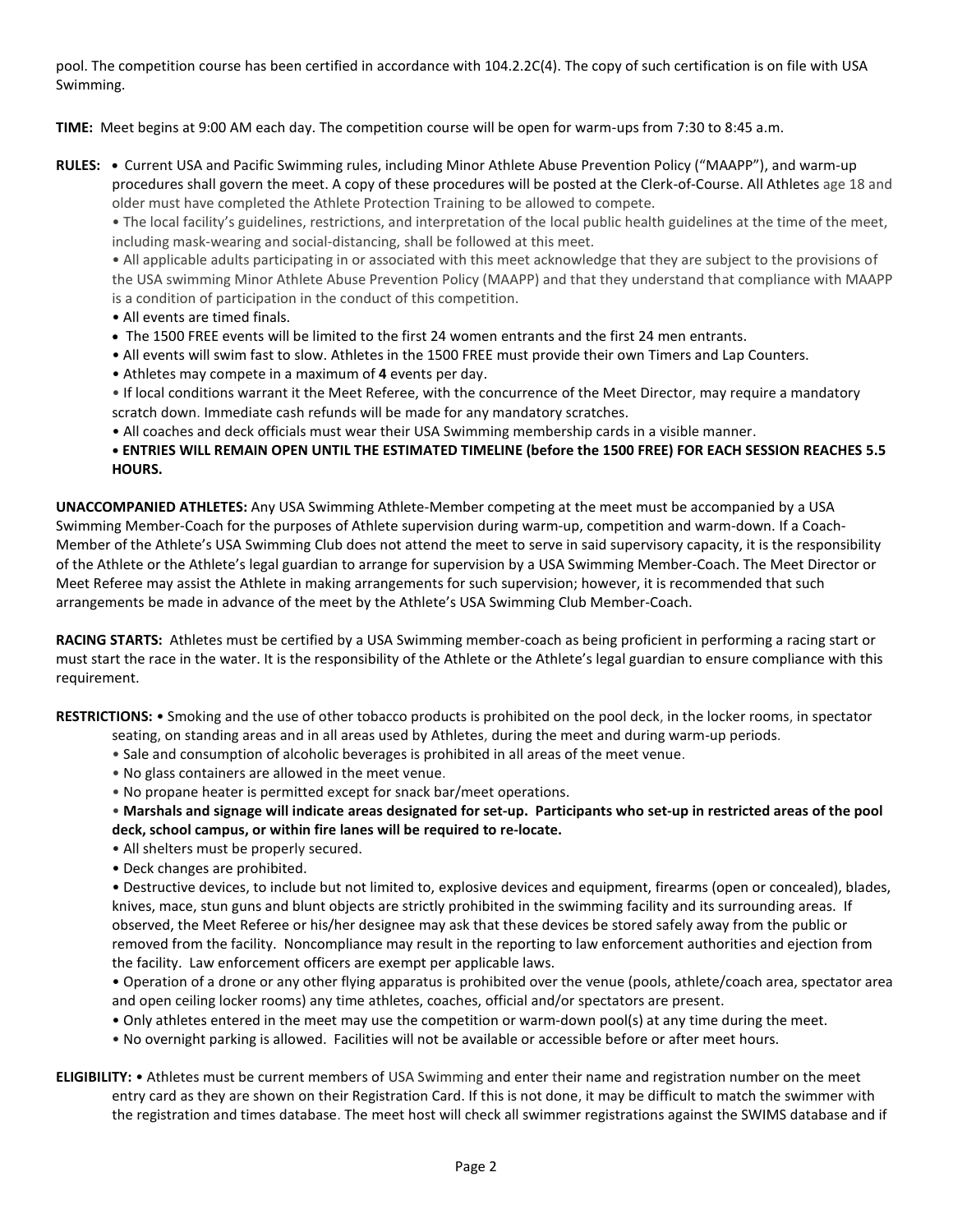pool. The competition course has been certified in accordance with 104.2.2C(4). The copy of such certification is on file with USA Swimming.

**TIME:** Meet begins at 9:00 AM each day. The competition course will be open for warm-ups from 7:30 to 8:45 a.m.

**RULES:**
- Current USA and Pacific Swimming rules, including Minor Athlete Abuse Prevention Policy ("MAAPP"), and warm-up procedures shall govern the meet. A copy of these procedures will be posted at the Clerk-of-Course. All Athletes age 18 and older must have completed the Athlete Protection Training to be allowed to compete.
- The local facility's guidelines, restrictions, and interpretation of the local public health guidelines at the time of the meet, including mask-wearing and social-distancing, shall be followed at this meet.
- All applicable adults participating in or associated with this meet acknowledge that they are subject to the provisions of the USA swimming Minor Athlete Abuse Prevention Policy (MAAPP) and that they understand that compliance with MAAPP is a condition of participation in the conduct of this competition.
- All events are timed finals.
- The 1500 FREE events will be limited to the first 24 women entrants and the first 24 men entrants.
- All events will swim fast to slow. Athletes in the 1500 FREE must provide their own Timers and Lap Counters.
- Athletes may compete in a maximum of **4** events per day.
- If local conditions warrant it the Meet Referee, with the concurrence of the Meet Director, may require a mandatory scratch down. Immediate cash refunds will be made for any mandatory scratches.
- All coaches and deck officials must wear their USA Swimming membership cards in a visible manner.
- **ENTRIES WILL REMAIN OPEN UNTIL THE ESTIMATED TIMELINE (before the 1500 FREE) FOR EACH SESSION REACHES 5.5 HOURS.**

**UNACCOMPANIED ATHLETES:** Any USA Swimming Athlete-Member competing at the meet must be accompanied by a USA Swimming Member-Coach for the purposes of Athlete supervision during warm-up, competition and warm-down. If a Coach-Member of the Athlete's USA Swimming Club does not attend the meet to serve in said supervisory capacity, it is the responsibility of the Athlete or the Athlete's legal guardian to arrange for supervision by a USA Swimming Member-Coach. The Meet Director or Meet Referee may assist the Athlete in making arrangements for such supervision; however, it is recommended that such arrangements be made in advance of the meet by the Athlete's USA Swimming Club Member-Coach.

**RACING STARTS:** Athletes must be certified by a USA Swimming member-coach as being proficient in performing a racing start or must start the race in the water. It is the responsibility of the Athlete or the Athlete's legal guardian to ensure compliance with this requirement.

**RESTRICTIONS:**
- Smoking and the use of other tobacco products is prohibited on the pool deck, in the locker rooms, in spectator seating, on standing areas and in all areas used by Athletes, during the meet and during warm-up periods.
- Sale and consumption of alcoholic beverages is prohibited in all areas of the meet venue.
- No glass containers are allowed in the meet venue.
- No propane heater is permitted except for snack bar/meet operations.
- **Marshals and signage will indicate areas designated for set-up. Participants who set-up in restricted areas of the pool deck, school campus, or within fire lanes will be required to re-locate.**
- All shelters must be properly secured.
- Deck changes are prohibited.
- Destructive devices, to include but not limited to, explosive devices and equipment, firearms (open or concealed), blades, knives, mace, stun guns and blunt objects are strictly prohibited in the swimming facility and its surrounding areas. If observed, the Meet Referee or his/her designee may ask that these devices be stored safely away from the public or removed from the facility. Noncompliance may result in the reporting to law enforcement authorities and ejection from the facility. Law enforcement officers are exempt per applicable laws.
- Operation of a drone or any other flying apparatus is prohibited over the venue (pools, athlete/coach area, spectator area and open ceiling locker rooms) any time athletes, coaches, official and/or spectators are present.
- Only athletes entered in the meet may use the competition or warm-down pool(s) at any time during the meet.
- No overnight parking is allowed. Facilities will not be available or accessible before or after meet hours.

**ELIGIBILITY:**
- Athletes must be current members of USA Swimming and enter their name and registration number on the meet entry card as they are shown on their Registration Card. If this is not done, it may be difficult to match the swimmer with the registration and times database. The meet host will check all swimmer registrations against the SWIMS database and if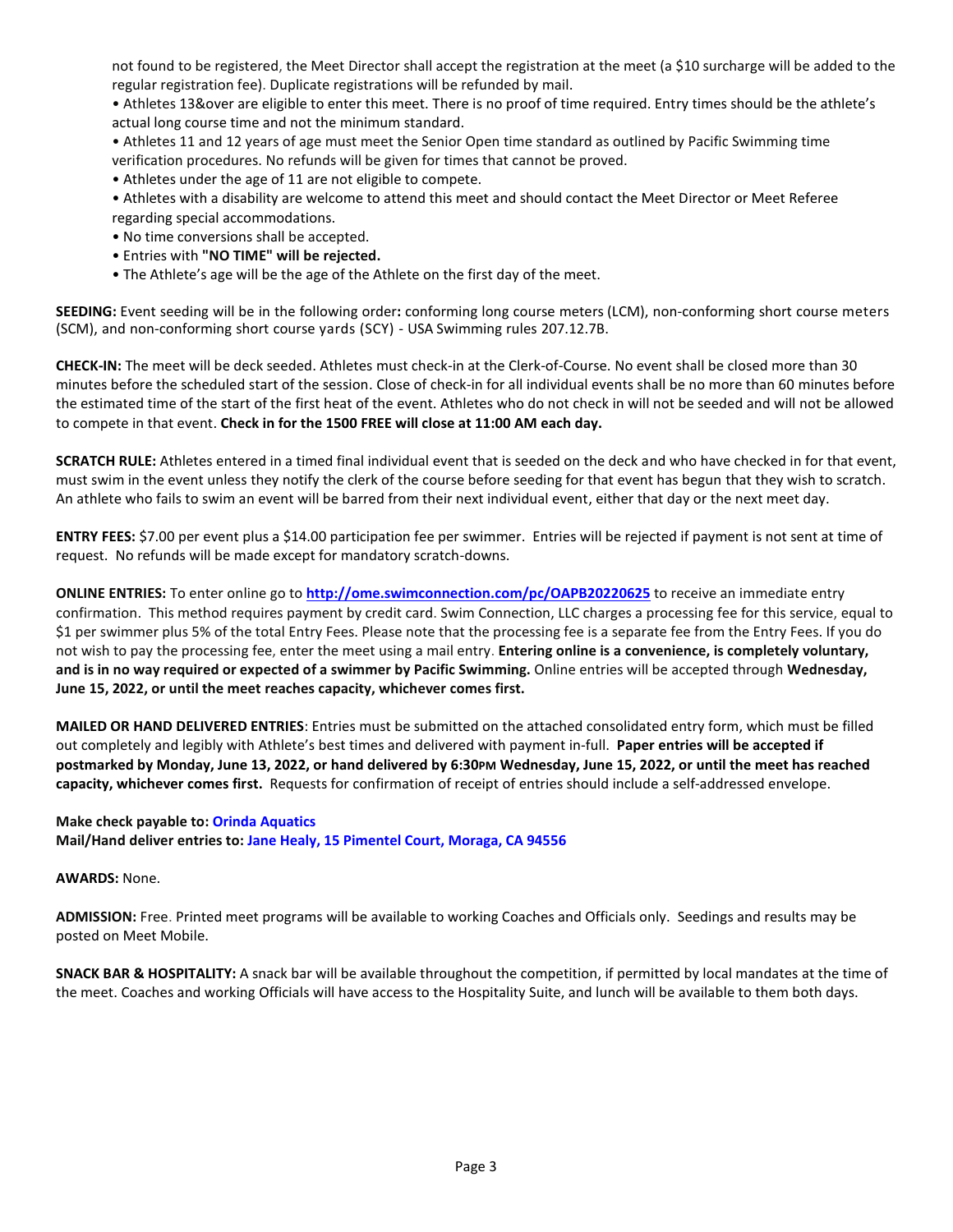not found to be registered, the Meet Director shall accept the registration at the meet (a $10 surcharge will be added to the regular registration fee). Duplicate registrations will be refunded by mail.

- Athletes 13&over are eligible to enter this meet. There is no proof of time required. Entry times should be the athlete's actual long course time and not the minimum standard.
- Athletes 11 and 12 years of age must meet the Senior Open time standard as outlined by Pacific Swimming time verification procedures. No refunds will be given for times that cannot be proved.
- Athletes under the age of 11 are not eligible to compete.
- Athletes with a disability are welcome to attend this meet and should contact the Meet Director or Meet Referee regarding special accommodations.
- No time conversions shall be accepted.
- Entries with **"NO TIME" will be rejected.**
- The Athlete's age will be the age of the Athlete on the first day of the meet.

**SEEDING:** Event seeding will be in the following order**:** conforming long course meters (LCM), non-conforming short course meters (SCM), and non-conforming short course yards (SCY) - USA Swimming rules 207.12.7B.

**CHECK-IN:** The meet will be deck seeded. Athletes must check-in at the Clerk-of-Course. No event shall be closed more than 30 minutes before the scheduled start of the session. Close of check-in for all individual events shall be no more than 60 minutes before the estimated time of the start of the first heat of the event. Athletes who do not check in will not be seeded and will not be allowed to compete in that event. **Check in for the 1500 FREE will close at 11:00 AM each day.**

**SCRATCH RULE:** Athletes entered in a timed final individual event that is seeded on the deck and who have checked in for that event, must swim in the event unless they notify the clerk of the course before seeding for that event has begun that they wish to scratch. An athlete who fails to swim an event will be barred from their next individual event, either that day or the next meet day.

**ENTRY FEES:** $7.00 per event plus a $14.00 participation fee per swimmer. Entries will be rejected if payment is not sent at time of request. No refunds will be made except for mandatory scratch-downs.

**ONLINE ENTRIES:** To enter online go to **http://ome.swimconnection.com/pc/OAPB20220625** to receive an immediate entry confirmation. This method requires payment by credit card. Swim Connection, LLC charges a processing fee for this service, equal to $1 per swimmer plus 5% of the total Entry Fees. Please note that the processing fee is a separate fee from the Entry Fees. If you do not wish to pay the processing fee, enter the meet using a mail entry. **Entering online is a convenience, is completely voluntary, and is in no way required or expected of a swimmer by Pacific Swimming.** Online entries will be accepted through **Wednesday, June 15, 2022, or until the meet reaches capacity, whichever comes first.**

**MAILED OR HAND DELIVERED ENTRIES**: Entries must be submitted on the attached consolidated entry form, which must be filled out completely and legibly with Athlete's best times and delivered with payment in-full. **Paper entries will be accepted if postmarked by Monday, June 13, 2022, or hand delivered by 6:30PM Wednesday, June 15, 2022, or until the meet has reached capacity, whichever comes first.** Requests for confirmation of receipt of entries should include a self-addressed envelope.

**Make check payable to:** Orinda Aquatics
**Mail/Hand deliver entries to:** Jane Healy, 15 Pimentel Court, Moraga, CA 94556

**AWARDS:** None.

**ADMISSION:** Free. Printed meet programs will be available to working Coaches and Officials only. Seedings and results may be posted on Meet Mobile.

**SNACK BAR & HOSPITALITY:** A snack bar will be available throughout the competition, if permitted by local mandates at the time of the meet. Coaches and working Officials will have access to the Hospitality Suite, and lunch will be available to them both days.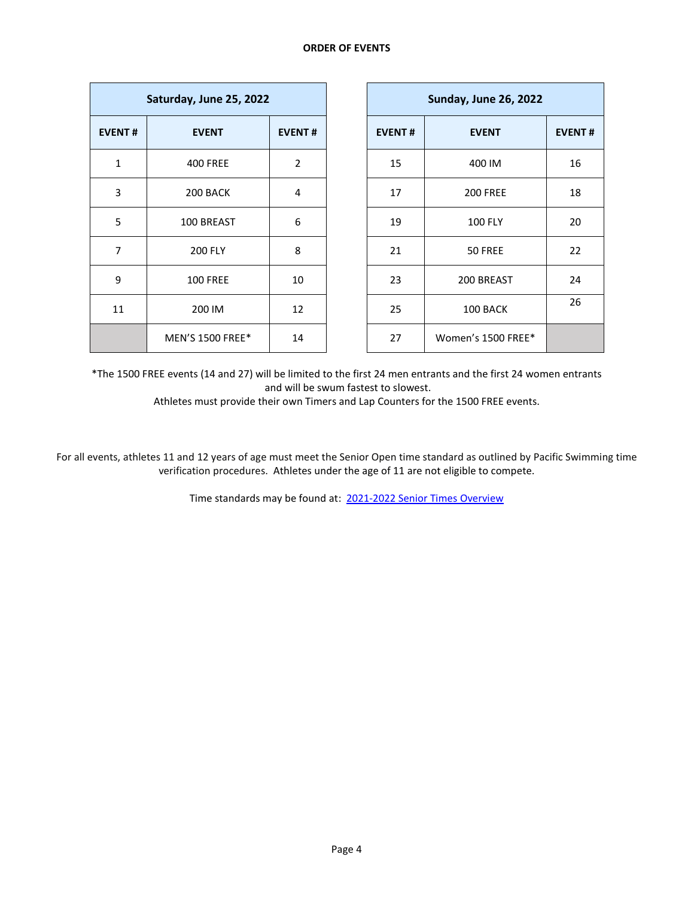**ORDER OF EVENTS**

| Saturday, June 25, 2022 | | |
|---|---|---|
| **EVENT #** | **EVENT** | **EVENT #** |
| 1 | 400 FREE | 2 |
| 3 | 200 BACK | 4 |
| 5 | 100 BREAST | 6 |
| 7 | 200 FLY | 8 |
| 9 | 100 FREE | 10 |
| 11 | 200 IM | 12 |
| | MEN'S 1500 FREE* | 14 |

| Sunday, June 26, 2022 | | |
|---|---|---|
| **EVENT #** | **EVENT** | **EVENT #** |
| 15 | 400 IM | 16 |
| 17 | 200 FREE | 18 |
| 19 | 100 FLY | 20 |
| 21 | 50 FREE | 22 |
| 23 | 200 BREAST | 24 |
| 25 | 100 BACK | 26 |
| 27 | Women's 1500 FREE* | |

*The 1500 FREE events (14 and 27) will be limited to the first 24 men entrants and the first 24 women entrants and will be swum fastest to slowest.
Athletes must provide their own Timers and Lap Counters for the 1500 FREE events.

For all events, athletes 11 and 12 years of age must meet the Senior Open time standard as outlined by Pacific Swimming time verification procedures. Athletes under the age of 11 are not eligible to compete.

Time standards may be found at: [2021-2022 Senior Times Overview]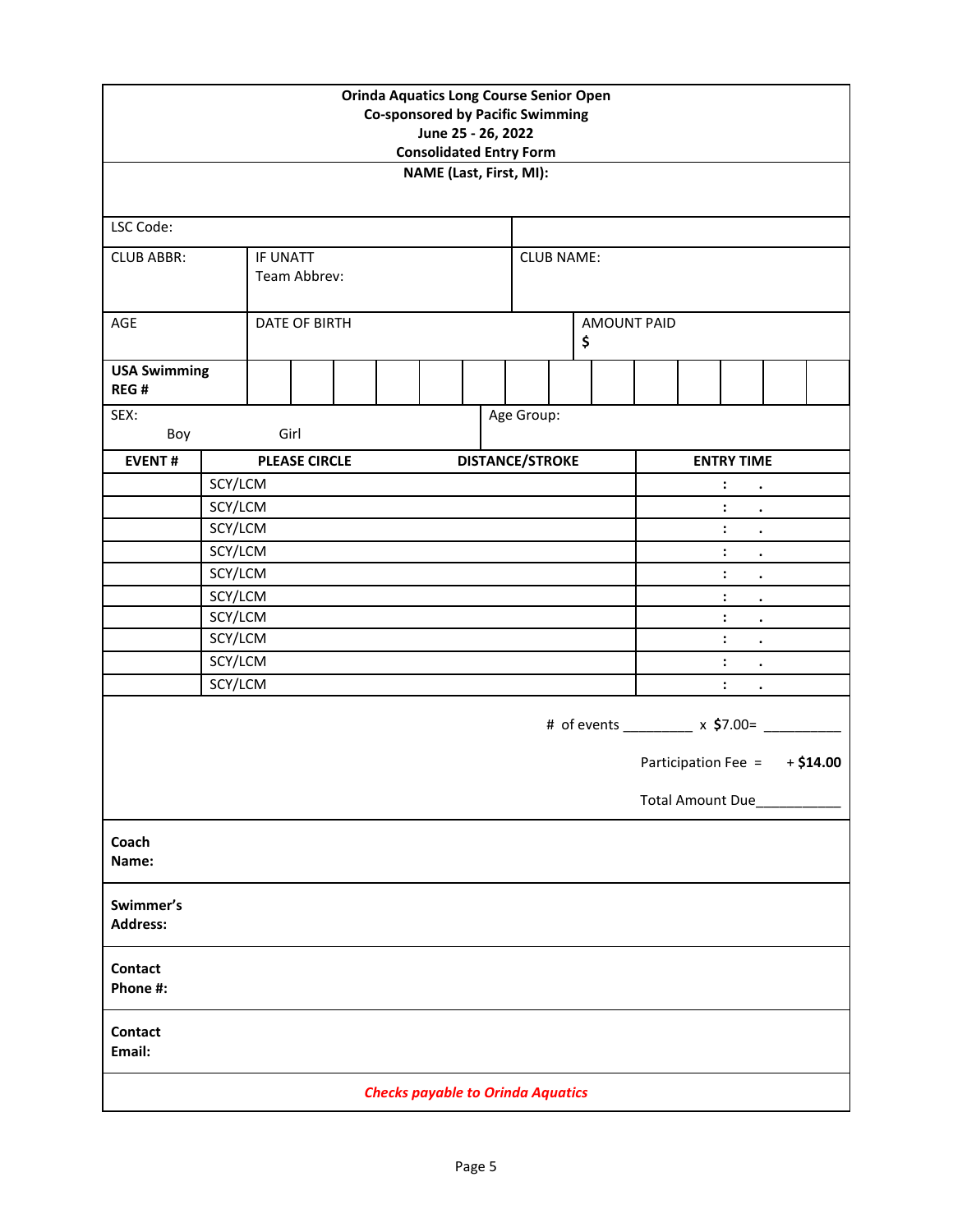**Orinda Aquatics Long Course Senior Open**
**Co-sponsored by Pacific Swimming**
**June 25 - 26, 2022**
**Consolidated Entry Form**

**NAME (Last, First, MI):**

| | | | |
|---|---|---|---|
| LSC Code: | | | |
| CLUB ABBR: | IF UNATT Team Abbrev: | CLUB NAME: | |
| AGE | DATE OF BIRTH | | AMOUNT PAID $ |
| **USA Swimming REG #** | | | |
| SEX: Boy Girl | | Age Group: | |

| EVENT # | PLEASE CIRCLE | DISTANCE/STROKE | ENTRY TIME |
|---|---|---|---|
| | SCY/LCM | | : . |
| | SCY/LCM | | : . |
| | SCY/LCM | | : . |
| | SCY/LCM | | : . |
| | SCY/LCM | | : . |
| | SCY/LCM | | : . |
| | SCY/LCM | | : . |
| | SCY/LCM | | : . |
| | SCY/LCM | | : . |
| | SCY/LCM | | : . |

# of events _________ x $7.00= __________

Participation Fee = + **$14.00**

Total Amount Due___________

**Coach Name:**

**Swimmer's Address:**

**Contact Phone #:**

**Contact Email:**

***Checks payable to Orinda Aquatics***